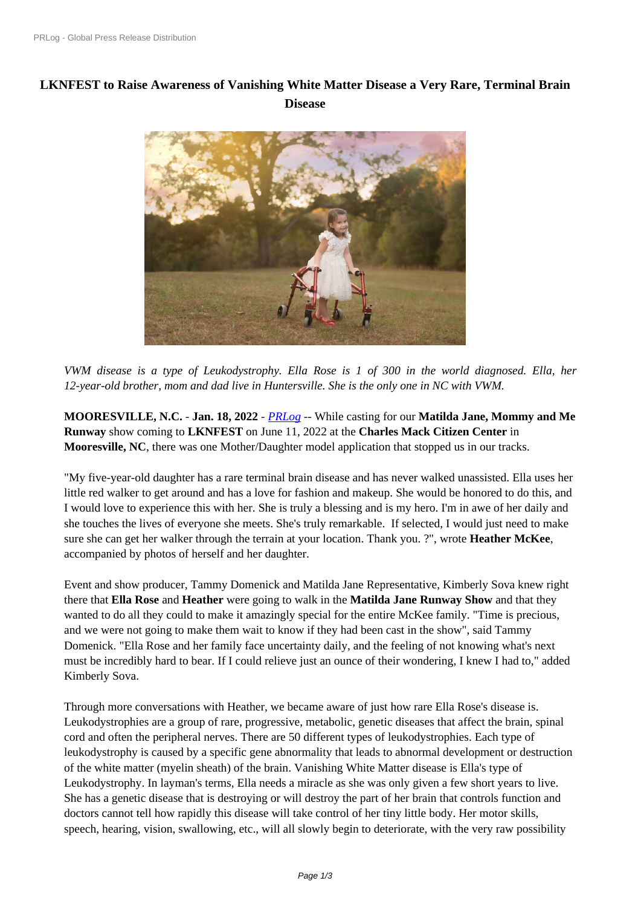# LKNFEST to Raise Awareness of Vanishing White Matter Disease a Very Rare, Terminal Brain Disease

*VWM disease is a type of Leukodystrophy. Ella Rose is 1 of 300 in the world diagnosed. Ella, her 12-year-old brother, mom and dad live in Huntersville. She is the only one in NC with VWM.*

**MOORESVILLE, N.C.** - **Jan. 18, 2022** - *PRLog* -- While casting for our **Matilda Jane, Mommy and Me Runway** show coming to **LKNFEST** on June 11, 2022 at the **Charles Mack Citizen Center** in **Mooresville, NC**, there was one Mother/Daughter model application that stopped us in our tracks.

"My five-year-old daughter has a rare terminal brain disease and has never walked unassisted. Ella uses her little red walker to get around and has a love for fashion and makeup. She would be honored to do this, and I would love to experience this with her. She is truly a blessing and is my hero. I'm in awe of her daily and she touches the lives of everyone she meets. She's truly remarkable. If selected, I would just need to make sure she can get her walker through the terrain at your location. Thank you. ?", wrote **Heather McKee**, accompanied by photos of herself and her daughter.

Event and show producer, Tammy Domenick and Matilda Jane Representative, Kimberly Sova knew right there that **Ella Rose** and **Heather** were going to walk in the **Matilda Jane Runway Show** and that they wanted to do all they could to make it amazingly special for the entire McKee family. "Time is precious, and we were not going to make them wait to know if they had been cast in the show", said Tammy Domenick. "Ella Rose and her family face uncertainty daily, and the feeling of not knowing what's next must be incredibly hard to bear. If I could relieve just an ounce of their wondering, I knew I had to," added Kimberly Sova.

Through more conversations with Heather, we became aware of just how rare Ella Rose's disease is. Leukodystrophies are a group of rare, progressive, metabolic, genetic diseases that affect the brain, spinal cord and often the peripheral nerves. There are 50 different types of leukodystrophies. Each type of leukodystrophy is caused by a specific gene abnormality that leads to abnormal development or destruction of the white matter (myelin sheath) of the brain. Vanishing White Matter disease is Ella's type of Leukodystrophy. In layman's terms, Ella needs a miracle as she was only given a few short years to live. She has a genetic disease that is destroying or will destroy the part of her brain that controls function and doctors cannot tell how rapidly this disease will take control of her tiny little body. Her motor skills, speech, hearing, vision, swallowing, etc., will all slowly begin to deteriorate, with the very raw possibility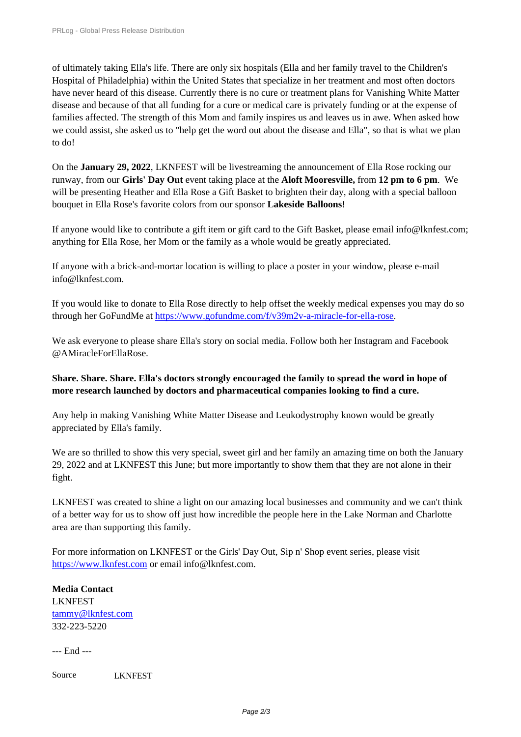of ultimately taking Ella's life. There are only six hospitals (Ella and her family travel to the Children's Hospital of Philadelphia) within the United States that specialize in her treatment and most often doctors have never heard of this disease. Currently there is no cure or treatment plans for Vanishing White Matter disease and because of that all funding for a cure or medical care is privately funding or at the expense of families affected. The strength of this Mom and family inspires us and leaves us in awe. When asked how we could assist, she asked us to "help get the word out about the disease and Ella", so that is what we plan to do!

On the **January 29, 2022**, LKNFEST will be livestreaming the announcement of Ella Rose rocking our runway, from our **Girls' Day Out** event taking place at the **Aloft Mooresville,** from **12 pm to 6 pm**. We will be presenting Heather and Ella Rose a Gift Basket to brighten their day, along with a special balloon bouquet in Ella Rose's favorite colors from our sponsor **Lakeside Balloons**!

If anyone would like to contribute a gift item or gift card to the Gift Basket, please email info@lknfest.com; anything for Ella Rose, her Mom or the family as a whole would be greatly appreciated.

If anyone with a brick-and-mortar location is willing to place a poster in your window, please e-mail info@lknfest.com.

If you would like to donate to Ella Rose directly to help offset the weekly medical expenses you may do so through her GoFundMe at https://www.gofundme.com/f/v39m2v-a-miracle-for-ella-rose.

We ask everyone to please share Ella's story on social media. Follow both her Instagram and Facebook @AMiracleForEllaRose.

**Share. Share. Share. Ella's doctors strongly encouraged the family to spread the word in hope of more research launched by doctors and pharmaceutical companies looking to find a cure.**

Any help in making Vanishing White Matter Disease and Leukodystrophy known would be greatly appreciated by Ella's family.

We are so thrilled to show this very special, sweet girl and her family an amazing time on both the January 29, 2022 and at LKNFEST this June; but more importantly to show them that they are not alone in their fight.

LKNFEST was created to shine a light on our amazing local businesses and community and we can't think of a better way for us to show off just how incredible the people here in the Lake Norman and Charlotte area are than supporting this family.

For more information on LKNFEST or the Girls' Day Out, Sip n' Shop event series, please visit https://www.lknfest.com or email info@lknfest.com.

**Media Contact**
LKNFEST
tammy@lknfest.com
332-223-5220

--- End ---

Source LKNFEST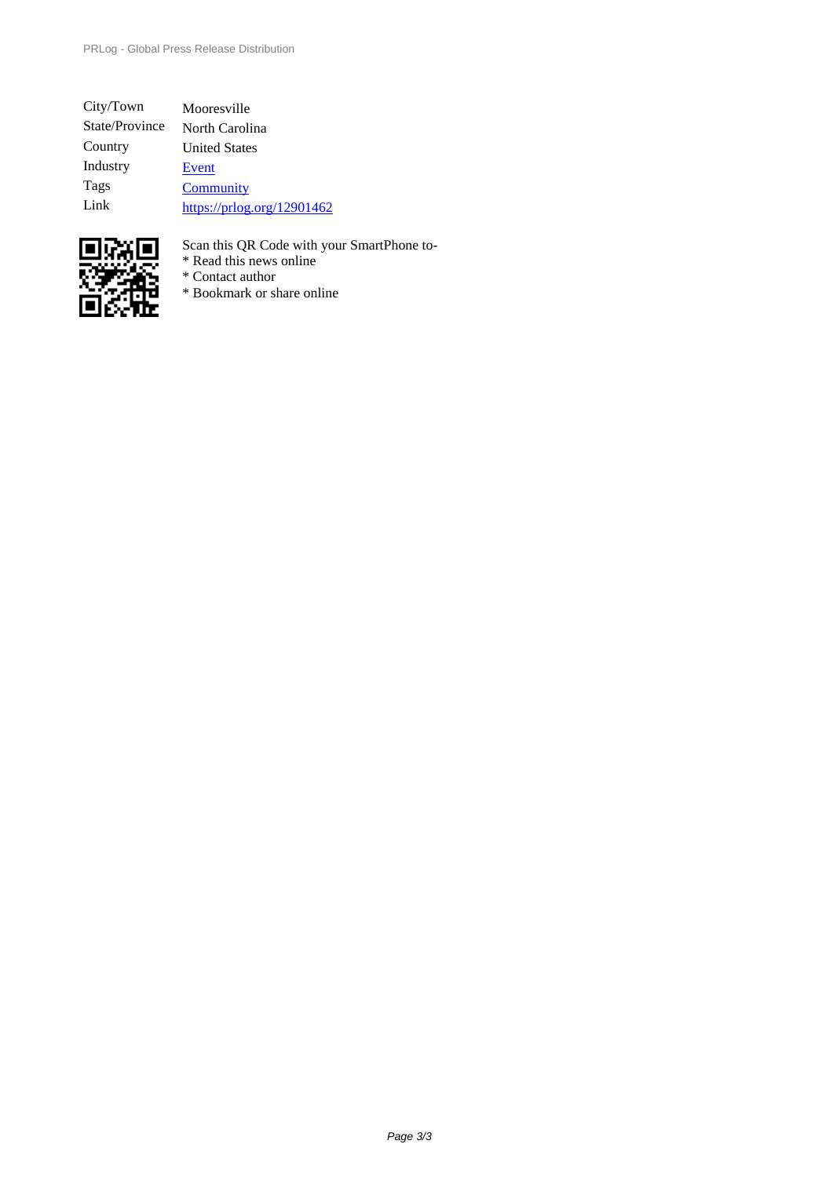| | |
|---|---|
| City/Town | Mooresville |
| State/Province | North Carolina |
| Country | United States |
| Industry | [Event] |
| Tags | [Community] |
| Link | [https://prlog.org/12901462](https://prlog.org/12901462) |

Scan this QR Code with your SmartPhone to-
* Read this news online
* Contact author
* Bookmark or share online